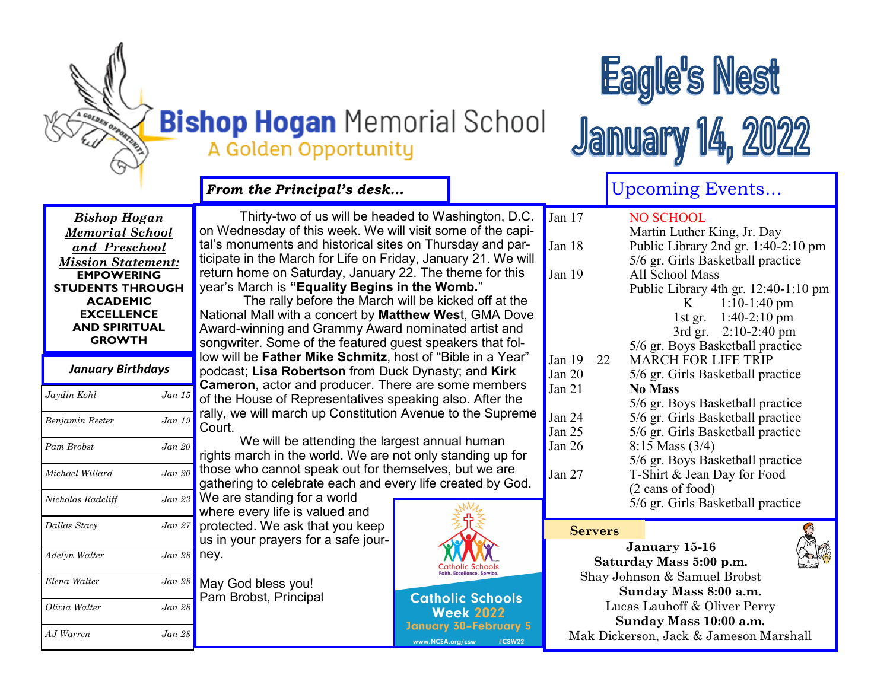# Bishop Hogan Memorial School

A Golden Opportunity

# Eagle's Nest

# January 14, 2022

***Bishop Hogan Memorial School and Preschool Mission Statement:***

**EMPOWERING STUDENTS THROUGH ACADEMIC EXCELLENCE AND SPIRITUAL GROWTH**

## January Birthdays

| | |
|---|---|
| *Jaydin Kohl* | *Jan 15* |
| *Benjamin Reeter* | *Jan 19* |
| *Pam Brobst* | *Jan 20* |
| *Michael Willard* | *Jan 20* |
| *Nicholas Radcliff* | *Jan 23* |
| *Dallas Stacy* | *Jan 27* |
| *Adelyn Walter* | *Jan 28* |
| *Elena Walter* | *Jan 28* |
| *Olivia Walter* | *Jan 28* |
| *AJ Warren* | *Jan 28* |

## *From the Principal's desk…*

Thirty-two of us will be headed to Washington, D.C. on Wednesday of this week. We will visit some of the capital's monuments and historical sites on Thursday and participate in the March for Life on Friday, January 21. We will return home on Saturday, January 22. The theme for this year's March is **"Equality Begins in the Womb.**"

The rally before the March will be kicked off at the National Mall with a concert by **Matthew Wes**t, GMA Dove Award-winning and Grammy Award nominated artist and songwriter. Some of the featured guest speakers that follow will be **Father Mike Schmitz**, host of "Bible in a Year" podcast; **Lisa Robertson** from Duck Dynasty; and **Kirk Cameron**, actor and producer. There are some members of the House of Representatives speaking also. After the rally, we will march up Constitution Avenue to the Supreme Court.

We will be attending the largest annual human rights march in the world. We are not only standing up for those who cannot speak out for themselves, but we are gathering to celebrate each and every life created by God. We are standing for a world where every life is valued and protected. We ask that you keep us in your prayers for a safe journey.

May God bless you!
Pam Brobst, Principal

Catholic Schools
Faith. Excellence. Service.

**Catholic Schools Week 2022**
**January 30–February 5**
www.NCEA.org/csw #CSW22

## Upcoming Events…

| | |
|---|---|
| Jan 17 | NO SCHOOL<br>Martin Luther King, Jr. Day |
| Jan 18 | Public Library 2nd gr. 1:40-2:10 pm<br>5/6 gr. Girls Basketball practice |
| Jan 19 | All School Mass<br>Public Library 4th gr. 12:40-1:10 pm<br>K 1:10-1:40 pm<br>1st gr. 1:40-2:10 pm<br>3rd gr. 2:10-2:40 pm<br>5/6 gr. Boys Basketball practice |
| Jan 19—22 | MARCH FOR LIFE TRIP |
| Jan 20 | 5/6 gr. Girls Basketball practice |
| Jan 21 | **No Mass**<br>5/6 gr. Boys Basketball practice |
| Jan 24 | 5/6 gr. Girls Basketball practice |
| Jan 25 | 5/6 gr. Girls Basketball practice |
| Jan 26 | 8:15 Mass (3/4)<br>5/6 gr. Boys Basketball practice |
| Jan 27 | T-Shirt & Jean Day for Food<br>(2 cans of food)<br>5/6 gr. Girls Basketball practice |

## Servers

**January 15-16**

**Saturday Mass 5:00 p.m.**
Shay Johnson & Samuel Brobst

**Sunday Mass 8:00 a.m.**
Lucas Lauhoff & Oliver Perry

**Sunday Mass 10:00 a.m.**
Mak Dickerson, Jack & Jameson Marshall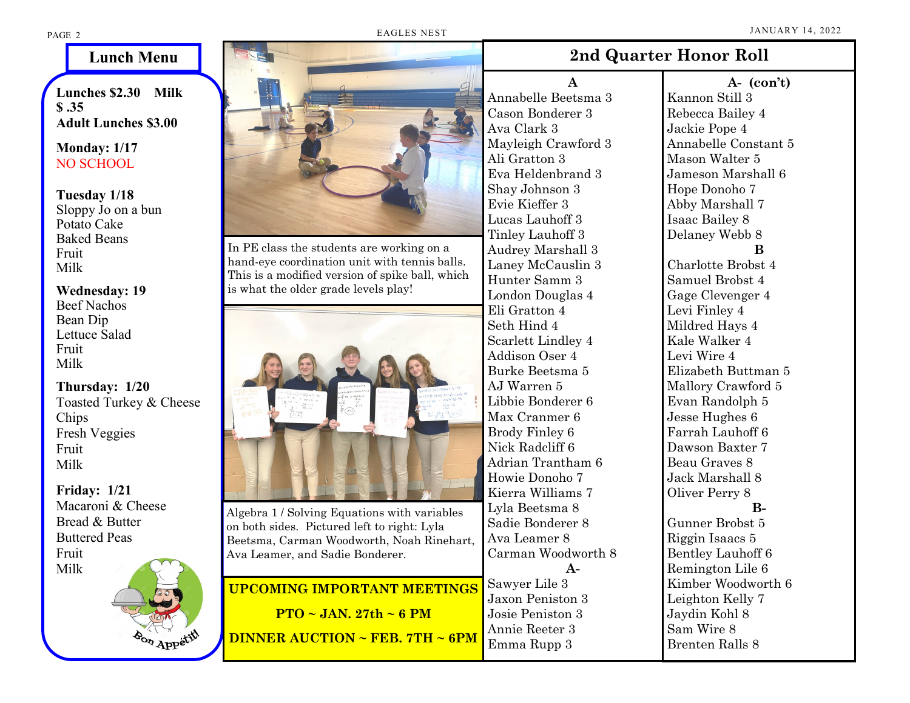## Lunch Menu

**Lunches $2.30    Milk $ .35**
**Adult Lunches $3.00**

**Monday: 1/17**
NO SCHOOL

**Tuesday 1/18**
Sloppy Jo on a bun
Potato Cake
Baked Beans
Fruit
Milk

**Wednesday: 19**
Beef Nachos
Bean Dip
Lettuce Salad
Fruit
Milk

**Thursday: 1/20**
Toasted Turkey & Cheese
Chips
Fresh Veggies
Fruit
Milk

**Friday: 1/21**
Macaroni & Cheese
Bread & Butter
Buttered Peas
Fruit
Milk

Bon Appetit!

In PE class the students are working on a hand-eye coordination unit with tennis balls. This is a modified version of spike ball, which is what the older grade levels play!

Algebra 1 / Solving Equations with variables on both sides. Pictured left to right: Lyla Beetsma, Carman Woodworth, Noah Rinehart, Ava Leamer, and Sadie Bonderer.

**UPCOMING IMPORTANT MEETINGS**

**PTO ~ JAN. 27th ~ 6 PM**

**DINNER AUCTION ~ FEB. 7TH ~ 6PM**

## 2nd Quarter Honor Roll

**A**

Annabelle Beetsma 3
Cason Bonderer 3
Ava Clark 3
Mayleigh Crawford 3
Ali Gratton 3
Eva Heldenbrand 3
Shay Johnson 3
Evie Kieffer 3
Lucas Lauhoff 3
Tinley Lauhoff 3
Audrey Marshall 3
Laney McCauslin 3
Hunter Samm 3
London Douglas 4
Eli Gratton 4
Seth Hind 4
Scarlett Lindley 4
Addison Oser 4
Burke Beetsma 5
AJ Warren 5
Libbie Bonderer 6
Max Cranmer 6
Brody Finley 6
Nick Radcliff 6
Adrian Trantham 6
Howie Donoho 7
Kierra Williams 7
Lyla Beetsma 8
Sadie Bonderer 8
Ava Leamer 8
Carman Woodworth 8

**A-**

Sawyer Lile 3
Jaxon Peniston 3
Josie Peniston 3
Annie Reeter 3
Emma Rupp 3

**A- (con't)**

Kannon Still 3
Rebecca Bailey 4
Jackie Pope 4
Annabelle Constant 5
Mason Walter 5
Jameson Marshall 6
Hope Donoho 7
Abby Marshall 7
Isaac Bailey 8
Delaney Webb 8

**B**

Charlotte Brobst 4
Samuel Brobst 4
Gage Clevenger 4
Levi Finley 4
Mildred Hays 4
Kale Walker 4
Levi Wire 4
Elizabeth Buttman 5
Mallory Crawford 5
Evan Randolph 5
Jesse Hughes 6
Farrah Lauhoff 6
Dawson Baxter 7
Beau Graves 8
Jack Marshall 8
Oliver Perry 8

**B-**

Gunner Brobst 5
Riggin Isaacs 5
Bentley Lauhoff 6
Remington Lile 6
Kimber Woodworth 6
Leighton Kelly 7
Jaydin Kohl 8
Sam Wire 8
Brenten Ralls 8